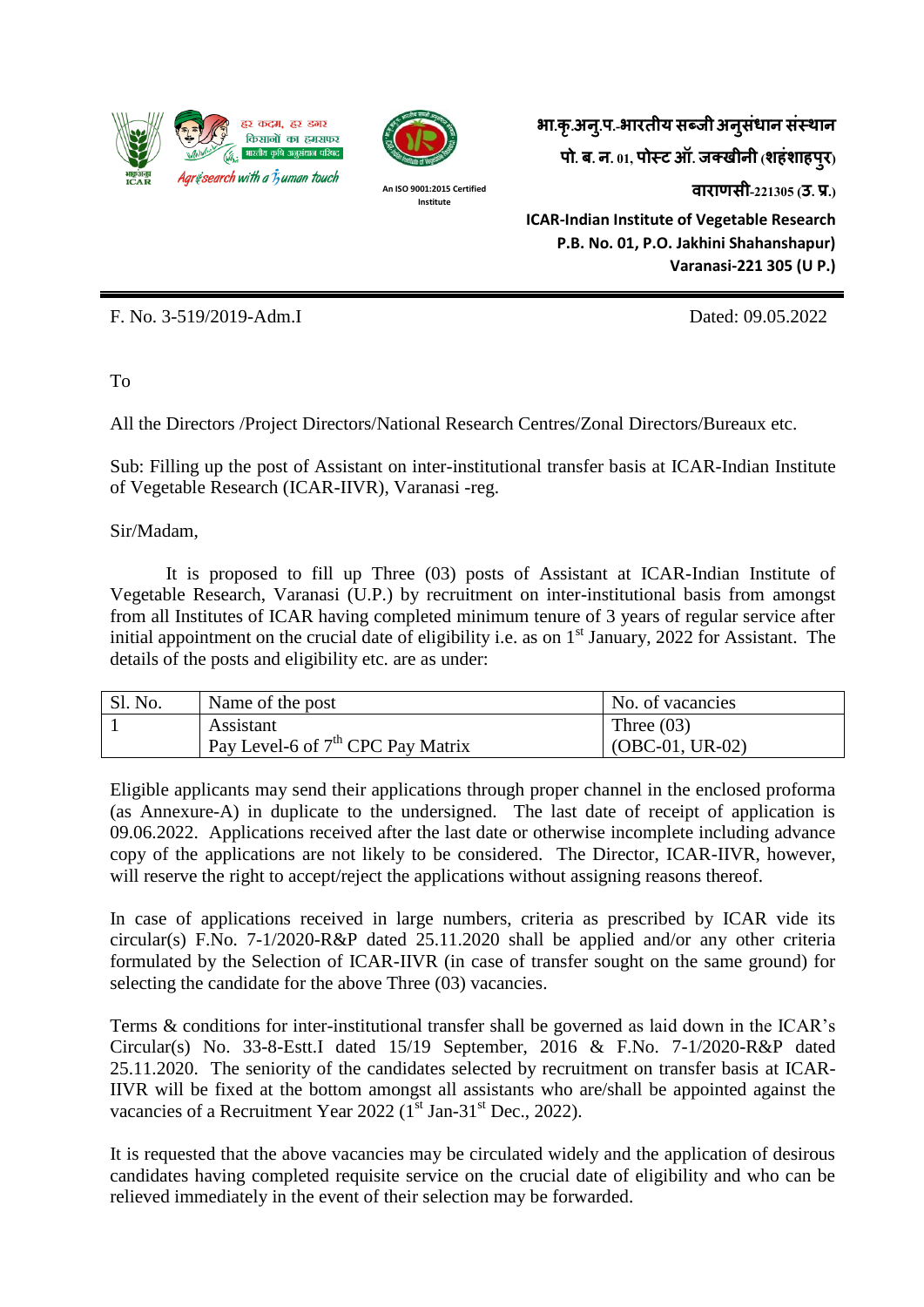भा.कृ.अनु.प.-भारतीय सब्जी अनुसंधान संस्थान
पो. ब. न. 01, पोस्ट ऑ. जक्खीनी (शहंशाहपुर)
वाराणसी-221305 (उ. प्र.)

**ICAR-Indian Institute of Vegetable Research**
**P.B. No. 01, P.O. Jakhini Shahanshapur)**
**Varanasi-221 305 (U P.)**

हर कदम, हर डगर किसानों का हमसफर
भारतीय कृषि अनुसंधान परिषद
Agrisearch with a human touch

An ISO 9001:2015 Certified Institute

F. No. 3-519/2019-Adm.I Dated: 09.05.2022

To

All the Directors /Project Directors/National Research Centres/Zonal Directors/Bureaux etc.

Sub: Filling up the post of Assistant on inter-institutional transfer basis at ICAR-Indian Institute of Vegetable Research (ICAR-IIVR), Varanasi -reg.

Sir/Madam,

It is proposed to fill up Three (03) posts of Assistant at ICAR-Indian Institute of Vegetable Research, Varanasi (U.P.) by recruitment on inter-institutional basis from amongst from all Institutes of ICAR having completed minimum tenure of 3 years of regular service after initial appointment on the crucial date of eligibility i.e. as on 1st January, 2022 for Assistant. The details of the posts and eligibility etc. are as under:

| Sl. No. | Name of the post | No. of vacancies |
|---|---|---|
| 1 | Assistant<br>Pay Level-6 of 7th CPC Pay Matrix | Three (03)<br>(OBC-01, UR-02) |

Eligible applicants may send their applications through proper channel in the enclosed proforma (as Annexure-A) in duplicate to the undersigned. The last date of receipt of application is 09.06.2022. Applications received after the last date or otherwise incomplete including advance copy of the applications are not likely to be considered. The Director, ICAR-IIVR, however, will reserve the right to accept/reject the applications without assigning reasons thereof.

In case of applications received in large numbers, criteria as prescribed by ICAR vide its circular(s) F.No. 7-1/2020-R&P dated 25.11.2020 shall be applied and/or any other criteria formulated by the Selection of ICAR-IIVR (in case of transfer sought on the same ground) for selecting the candidate for the above Three (03) vacancies.

Terms & conditions for inter-institutional transfer shall be governed as laid down in the ICAR's Circular(s) No. 33-8-Estt.I dated 15/19 September, 2016 & F.No. 7-1/2020-R&P dated 25.11.2020. The seniority of the candidates selected by recruitment on transfer basis at ICAR-IIVR will be fixed at the bottom amongst all assistants who are/shall be appointed against the vacancies of a Recruitment Year 2022 (1st Jan-31st Dec., 2022).

It is requested that the above vacancies may be circulated widely and the application of desirous candidates having completed requisite service on the crucial date of eligibility and who can be relieved immediately in the event of their selection may be forwarded.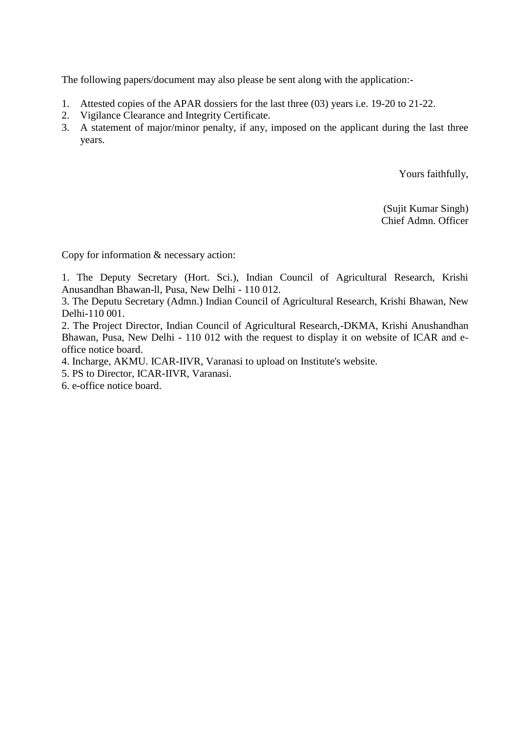The following papers/document may also please be sent along with the application:-

1. Attested copies of the APAR dossiers for the last three (03) years i.e. 19-20 to 21-22.
2. Vigilance Clearance and Integrity Certificate.
3. A statement of major/minor penalty, if any, imposed on the applicant during the last three years.

Yours faithfully,

(Sujit Kumar Singh)
Chief Admn. Officer

Copy for information & necessary action:

1. The Deputy Secretary (Hort. Sci.), Indian Council of Agricultural Research, Krishi Anusandhan Bhawan-ll, Pusa, New Delhi - 110 012.
3. The Deputu Secretary (Admn.) Indian Council of Agricultural Research, Krishi Bhawan, New Delhi-110 001.
2. The Project Director, Indian Council of Agricultural Research,-DKMA, Krishi Anushandhan Bhawan, Pusa, New Delhi - 110 012 with the request to display it on website of ICAR and e-office notice board.
4. Incharge, AKMU. ICAR-IIVR, Varanasi to upload on Institute's website.
5. PS to Director, ICAR-IIVR, Varanasi.
6. e-office notice board.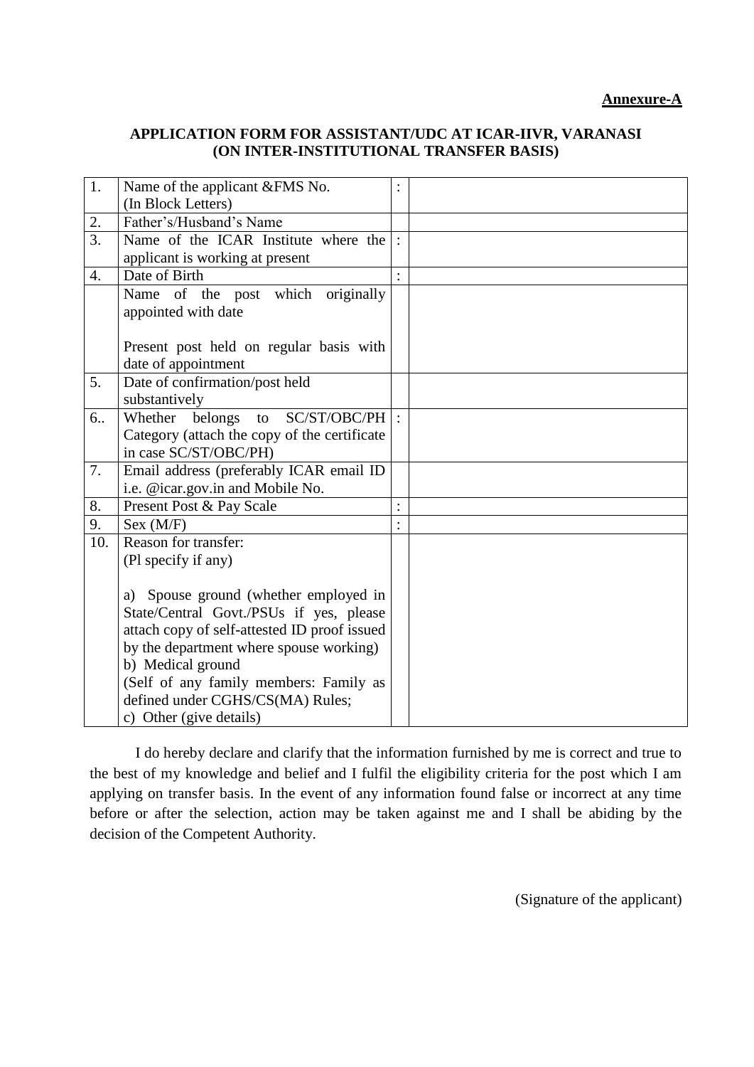**Annexure-A**

**APPLICATION FORM FOR ASSISTANT/UDC AT ICAR-IIVR, VARANASI (ON INTER-INSTITUTIONAL TRANSFER BASIS)**

| | | | |
|---|---|---|---|
| 1. | Name of the applicant &FMS No.<br>(In Block Letters) | : | |
| 2. | Father's/Husband's Name | | |
| 3. | Name of the ICAR Institute where the applicant is working at present | : | |
| 4. | Date of Birth | : | |
| | Name of the post which originally appointed with date<br><br>Present post held on regular basis with date of appointment | | |
| 5. | Date of confirmation/post held substantively | | |
| 6.. | Whether belongs to SC/ST/OBC/PH Category (attach the copy of the certificate in case SC/ST/OBC/PH) | : | |
| 7. | Email address (preferably ICAR email ID i.e. @icar.gov.in and Mobile No. | | |
| 8. | Present Post & Pay Scale | : | |
| 9. | Sex (M/F) | : | |
| 10. | Reason for transfer:<br>(Pl specify if any)<br><br>a) Spouse ground (whether employed in State/Central Govt./PSUs if yes, please attach copy of self-attested ID proof issued by the department where spouse working)<br>b) Medical ground<br>(Self of any family members: Family as defined under CGHS/CS(MA) Rules;<br>c) Other (give details) | | |

I do hereby declare and clarify that the information furnished by me is correct and true to the best of my knowledge and belief and I fulfil the eligibility criteria for the post which I am applying on transfer basis. In the event of any information found false or incorrect at any time before or after the selection, action may be taken against me and I shall be abiding by the decision of the Competent Authority.

(Signature of the applicant)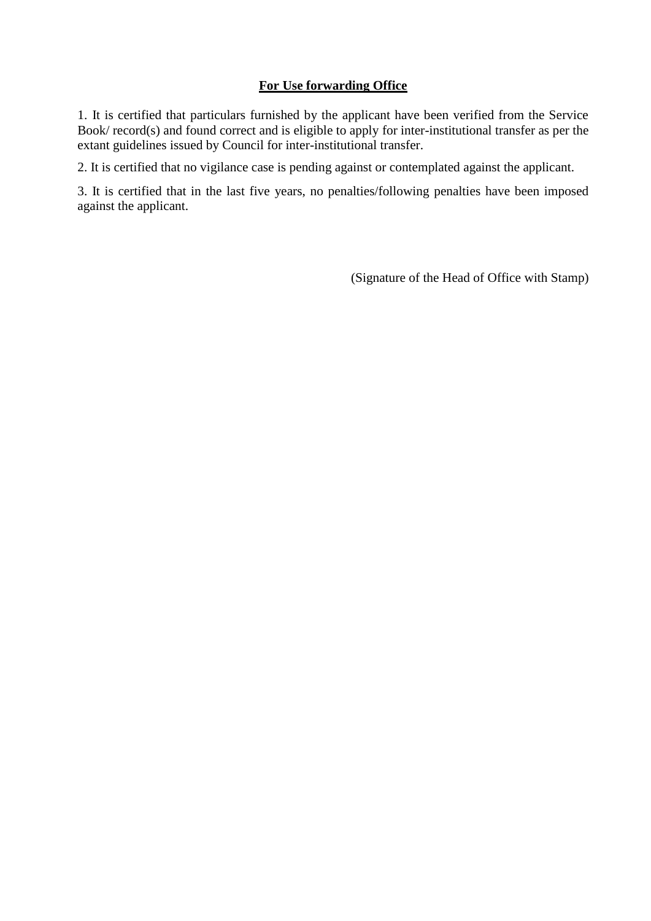**For Use forwarding Office**

1. It is certified that particulars furnished by the applicant have been verified from the Service Book/ record(s) and found correct and is eligible to apply for inter-institutional transfer as per the extant guidelines issued by Council for inter-institutional transfer.

2. It is certified that no vigilance case is pending against or contemplated against the applicant.

3. It is certified that in the last five years, no penalties/following penalties have been imposed against the applicant.

(Signature of the Head of Office with Stamp)